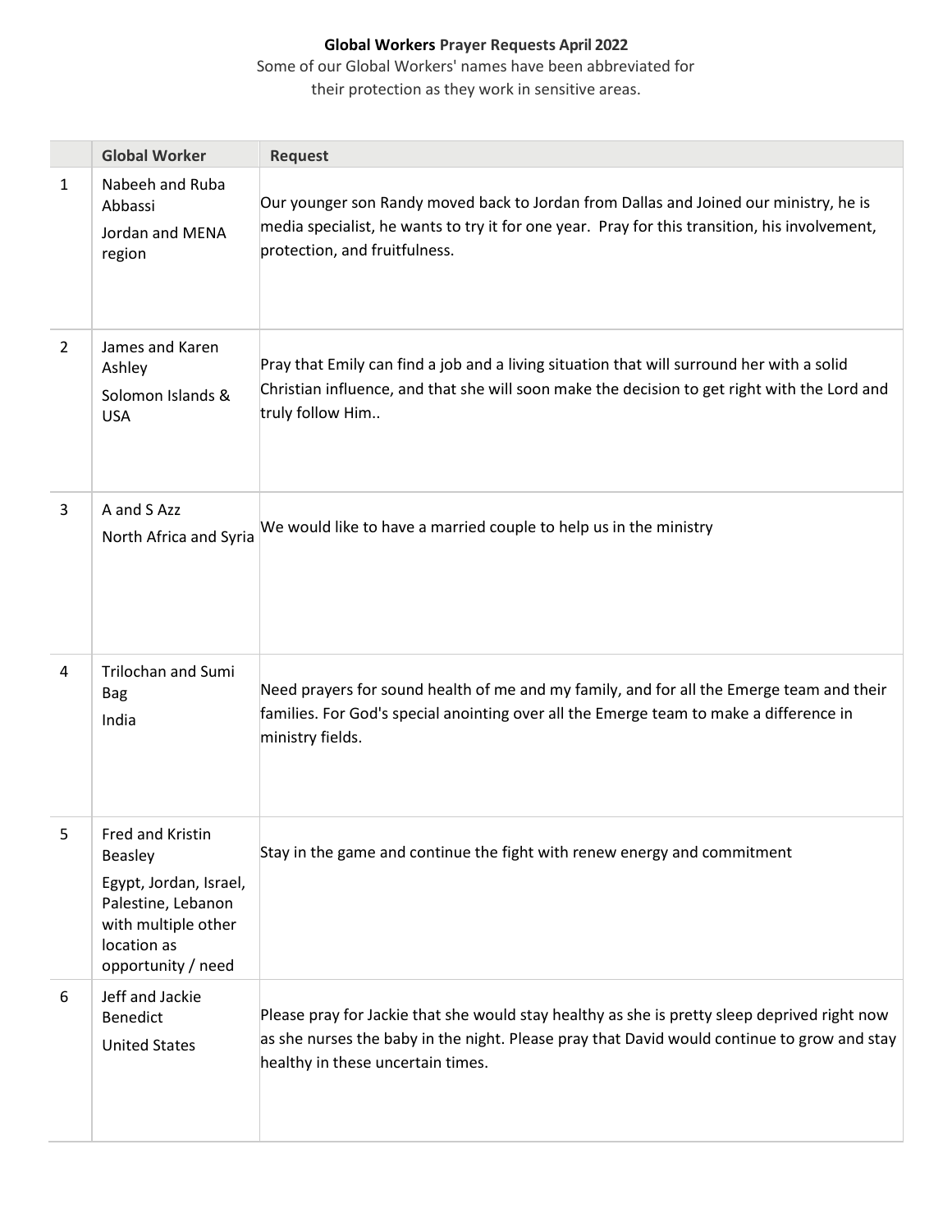**Global Workers Prayer Requests April 2022**

Some of our Global Workers' names have been abbreviated for their protection as they work in sensitive areas.

| | Global Worker | Request |
|---|---|---|
| 1 | Nabeeh and Ruba Abbassi<br>Jordan and MENA region | Our younger son Randy moved back to Jordan from Dallas and Joined our ministry, he is media specialist, he wants to try it for one year. Pray for this transition, his involvement, protection, and fruitfulness. |
| 2 | James and Karen Ashley<br>Solomon Islands & USA | Pray that Emily can find a job and a living situation that will surround her with a solid Christian influence, and that she will soon make the decision to get right with the Lord and truly follow Him.. |
| 3 | A and S Azz<br>North Africa and Syria | We would like to have a married couple to help us in the ministry |
| 4 | Trilochan and Sumi Bag<br>India | Need prayers for sound health of me and my family, and for all the Emerge team and their families. For God's special anointing over all the Emerge team to make a difference in ministry fields. |
| 5 | Fred and Kristin Beasley<br>Egypt, Jordan, Israel, Palestine, Lebanon with multiple other location as opportunity / need | Stay in the game and continue the fight with renew energy and commitment |
| 6 | Jeff and Jackie Benedict<br>United States | Please pray for Jackie that she would stay healthy as she is pretty sleep deprived right now as she nurses the baby in the night. Please pray that David would continue to grow and stay healthy in these uncertain times. |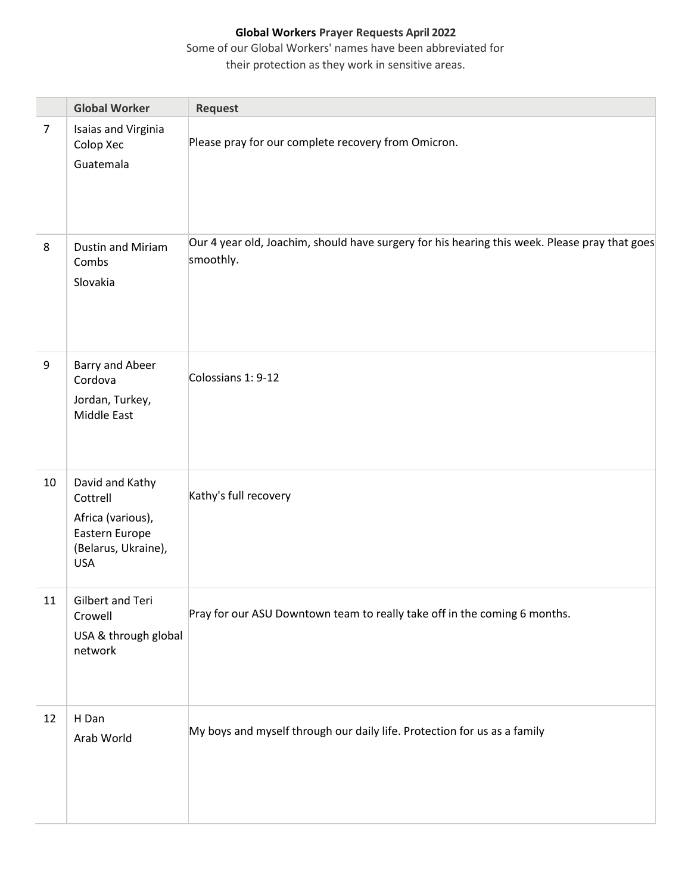**Global Workers Prayer Requests April 2022**

Some of our Global Workers' names have been abbreviated for their protection as they work in sensitive areas.

| | Global Worker | Request |
|---|---|---|
| 7 | Isaias and Virginia Colop Xec<br>Guatemala | Please pray for our complete recovery from Omicron. |
| 8 | Dustin and Miriam Combs<br>Slovakia | Our 4 year old, Joachim, should have surgery for his hearing this week. Please pray that goes smoothly. |
| 9 | Barry and Abeer Cordova<br>Jordan, Turkey, Middle East | Colossians 1: 9-12 |
| 10 | David and Kathy Cottrell<br>Africa (various), Eastern Europe (Belarus, Ukraine), USA | Kathy's full recovery |
| 11 | Gilbert and Teri Crowell<br>USA & through global network | Pray for our ASU Downtown team to really take off in the coming 6 months. |
| 12 | H Dan<br>Arab World | My boys and myself through our daily life. Protection for us as a family |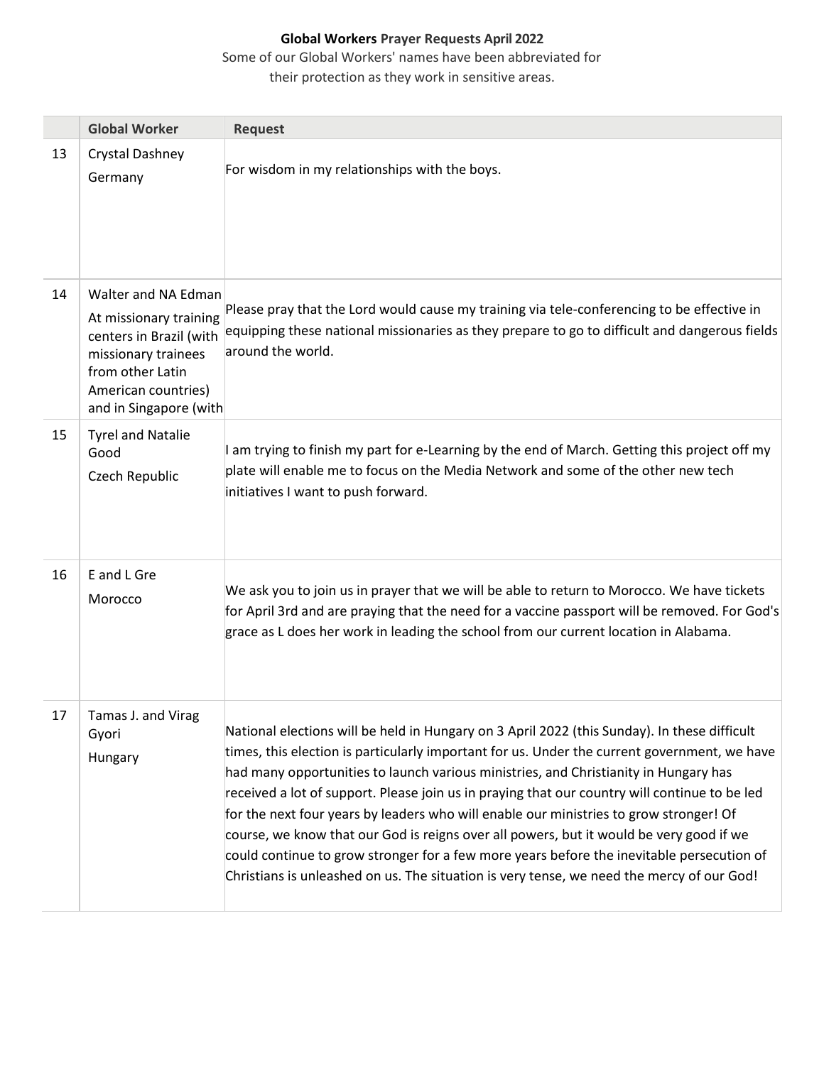**Global Workers Prayer Requests April 2022**

Some of our Global Workers' names have been abbreviated for their protection as they work in sensitive areas.

| | Global Worker | Request |
|---|---|---|
| 13 | Crystal Dashney<br>Germany | For wisdom in my relationships with the boys. |
| 14 | Walter and NA Edman<br>At missionary training centers in Brazil (with missionary trainees from other Latin American countries) and in Singapore (with | Please pray that the Lord would cause my training via tele-conferencing to be effective in equipping these national missionaries as they prepare to go to difficult and dangerous fields around the world. |
| 15 | Tyrel and Natalie Good<br>Czech Republic | I am trying to finish my part for e-Learning by the end of March. Getting this project off my plate will enable me to focus on the Media Network and some of the other new tech initiatives I want to push forward. |
| 16 | E and L Gre<br>Morocco | We ask you to join us in prayer that we will be able to return to Morocco. We have tickets for April 3rd and are praying that the need for a vaccine passport will be removed. For God's grace as L does her work in leading the school from our current location in Alabama. |
| 17 | Tamas J. and Virag Gyori<br>Hungary | National elections will be held in Hungary on 3 April 2022 (this Sunday). In these difficult times, this election is particularly important for us. Under the current government, we have had many opportunities to launch various ministries, and Christianity in Hungary has received a lot of support. Please join us in praying that our country will continue to be led for the next four years by leaders who will enable our ministries to grow stronger! Of course, we know that our God is reigns over all powers, but it would be very good if we could continue to grow stronger for a few more years before the inevitable persecution of Christians is unleashed on us. The situation is very tense, we need the mercy of our God! |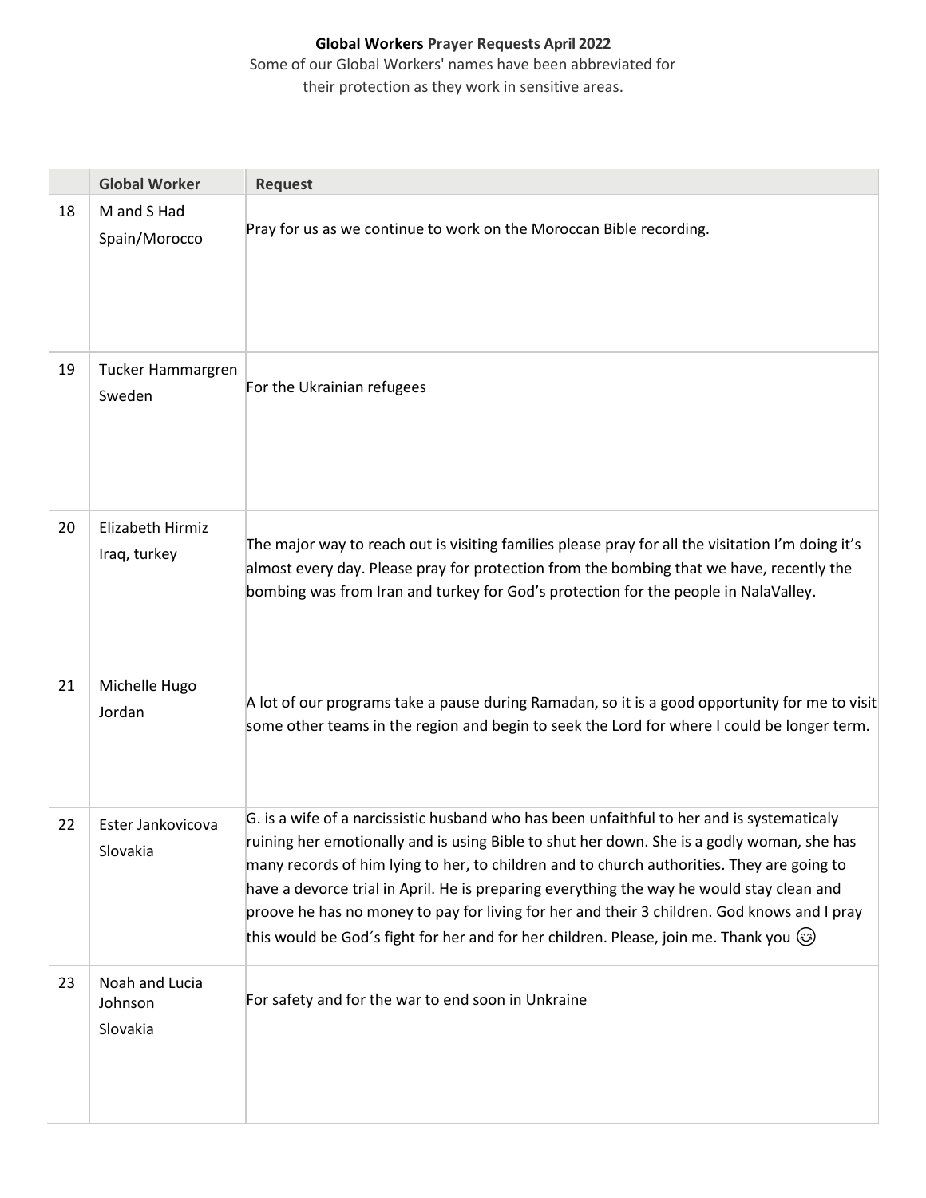**Global Workers Prayer Requests April 2022**

Some of our Global Workers' names have been abbreviated for their protection as they work in sensitive areas.

| | Global Worker | Request |
|---|---|---|
| 18 | M and S Had<br>Spain/Morocco | Pray for us as we continue to work on the Moroccan Bible recording. |
| 19 | Tucker Hammargren<br>Sweden | For the Ukrainian refugees |
| 20 | Elizabeth Hirmiz<br>Iraq, turkey | The major way to reach out is visiting families please pray for all the visitation I'm doing it's almost every day. Please pray for protection from the bombing that we have, recently the bombing was from Iran and turkey for God's protection for the people in NalaValley. |
| 21 | Michelle Hugo<br>Jordan | A lot of our programs take a pause during Ramadan, so it is a good opportunity for me to visit some other teams in the region and begin to seek the Lord for where I could be longer term. |
| 22 | Ester Jankovicova<br>Slovakia | G. is a wife of a narcissistic husband who has been unfaithful to her and is systematicaly ruining her emotionally and is using Bible to shut her down. She is a godly woman, she has many records of him lying to her, to children and to church authorities. They are going to have a devorce trial in April. He is preparing everything the way he would stay clean and proove he has no money to pay for living for her and their 3 children. God knows and I pray this would be God´s fight for her and for her children. Please, join me. Thank you 😊 |
| 23 | Noah and Lucia Johnson<br>Slovakia | For safety and for the war to end soon in Unkraine |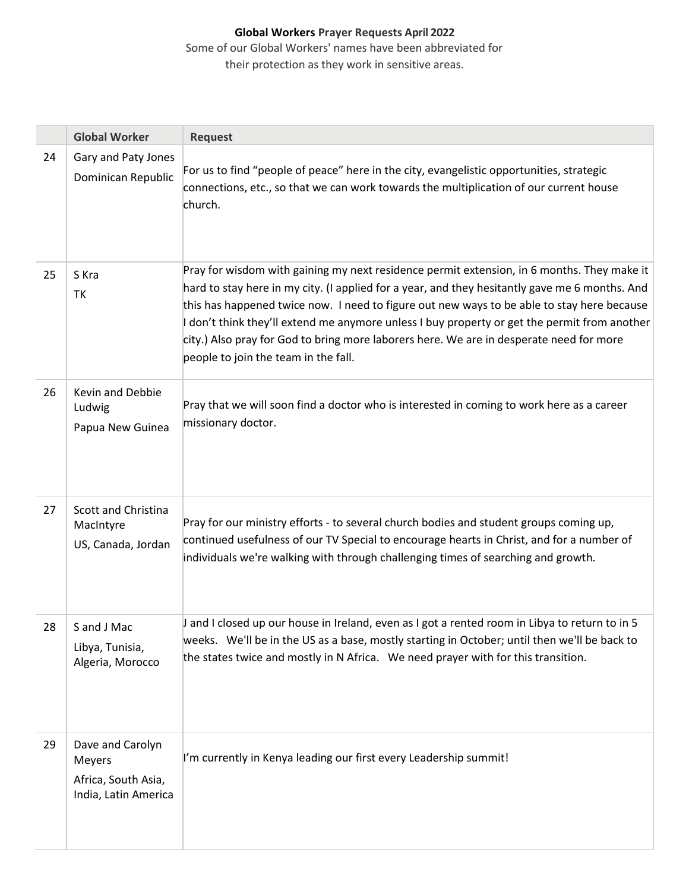**Global Workers Prayer Requests April 2022**

Some of our Global Workers' names have been abbreviated for their protection as they work in sensitive areas.

| | Global Worker | Request |
|---|---|---|
| 24 | Gary and Paty Jones<br>Dominican Republic | For us to find "people of peace" here in the city, evangelistic opportunities, strategic connections, etc., so that we can work towards the multiplication of our current house church. |
| 25 | S Kra<br>TK | Pray for wisdom with gaining my next residence permit extension, in 6 months. They make it hard to stay here in my city. (I applied for a year, and they hesitantly gave me 6 months. And this has happened twice now. I need to figure out new ways to be able to stay here because I don't think they'll extend me anymore unless I buy property or get the permit from another city.) Also pray for God to bring more laborers here. We are in desperate need for more people to join the team in the fall. |
| 26 | Kevin and Debbie Ludwig<br>Papua New Guinea | Pray that we will soon find a doctor who is interested in coming to work here as a career missionary doctor. |
| 27 | Scott and Christina MacIntyre<br>US, Canada, Jordan | Pray for our ministry efforts - to several church bodies and student groups coming up, continued usefulness of our TV Special to encourage hearts in Christ, and for a number of individuals we're walking with through challenging times of searching and growth. |
| 28 | S and J Mac<br>Libya, Tunisia, Algeria, Morocco | J and I closed up our house in Ireland, even as I got a rented room in Libya to return to in 5 weeks. We'll be in the US as a base, mostly starting in October; until then we'll be back to the states twice and mostly in N Africa. We need prayer with for this transition. |
| 29 | Dave and Carolyn Meyers<br>Africa, South Asia, India, Latin America | I'm currently in Kenya leading our first every Leadership summit! |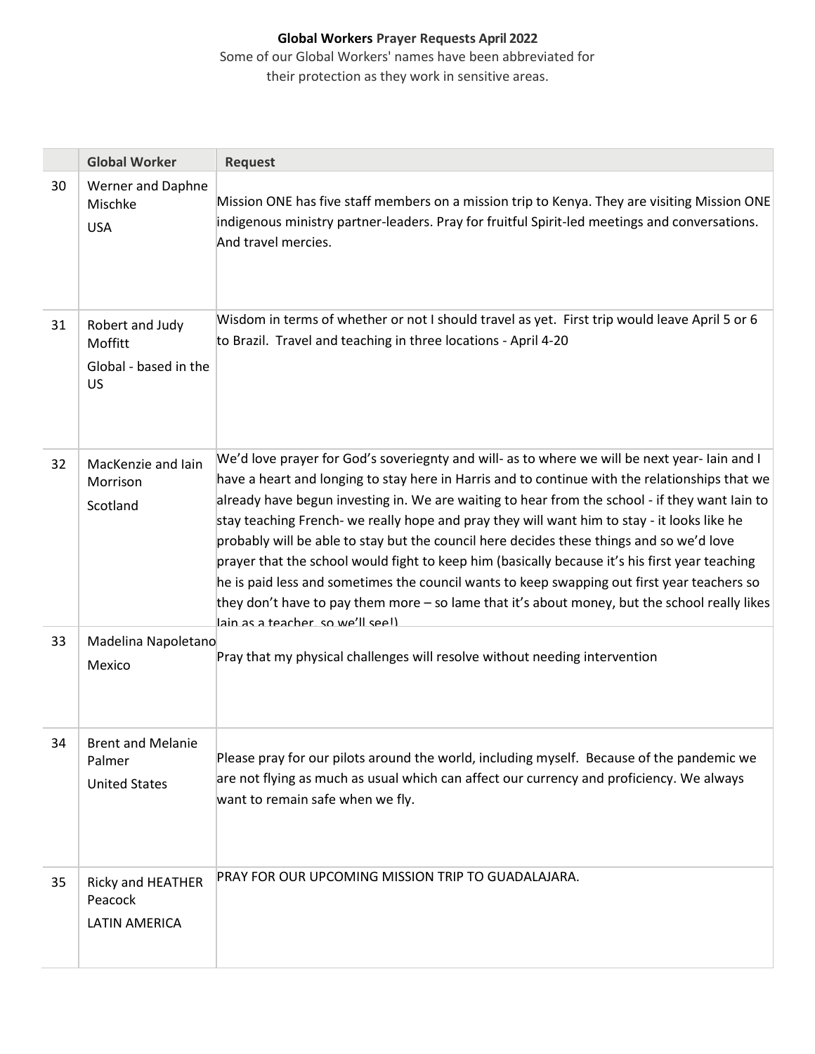**Global Workers Prayer Requests April 2022**

Some of our Global Workers' names have been abbreviated for their protection as they work in sensitive areas.

| | Global Worker | Request |
|---|---|---|
| 30 | Werner and Daphne Mischke<br>USA | Mission ONE has five staff members on a mission trip to Kenya. They are visiting Mission ONE indigenous ministry partner-leaders. Pray for fruitful Spirit-led meetings and conversations. And travel mercies. |
| 31 | Robert and Judy Moffitt<br>Global - based in the US | Wisdom in terms of whether or not I should travel as yet. First trip would leave April 5 or 6 to Brazil. Travel and teaching in three locations - April 4-20 |
| 32 | MacKenzie and Iain Morrison<br>Scotland | We'd love prayer for God's soveriegnty and will- as to where we will be next year- Iain and I have a heart and longing to stay here in Harris and to continue with the relationships that we already have begun investing in. We are waiting to hear from the school - if they want Iain to stay teaching French- we really hope and pray they will want him to stay - it looks like he probably will be able to stay but the council here decides these things and so we'd love prayer that the school would fight to keep him (basically because it's his first year teaching he is paid less and sometimes the council wants to keep swapping out first year teachers so they don't have to pay them more – so lame that it's about money, but the school really likes Iain as a teacher, so we'll see!) |
| 33 | Madelina Napoletano<br>Mexico | Pray that my physical challenges will resolve without needing intervention |
| 34 | Brent and Melanie Palmer<br>United States | Please pray for our pilots around the world, including myself. Because of the pandemic we are not flying as much as usual which can affect our currency and proficiency. We always want to remain safe when we fly. |
| 35 | Ricky and HEATHER Peacock<br>LATIN AMERICA | PRAY FOR OUR UPCOMING MISSION TRIP TO GUADALAJARA. |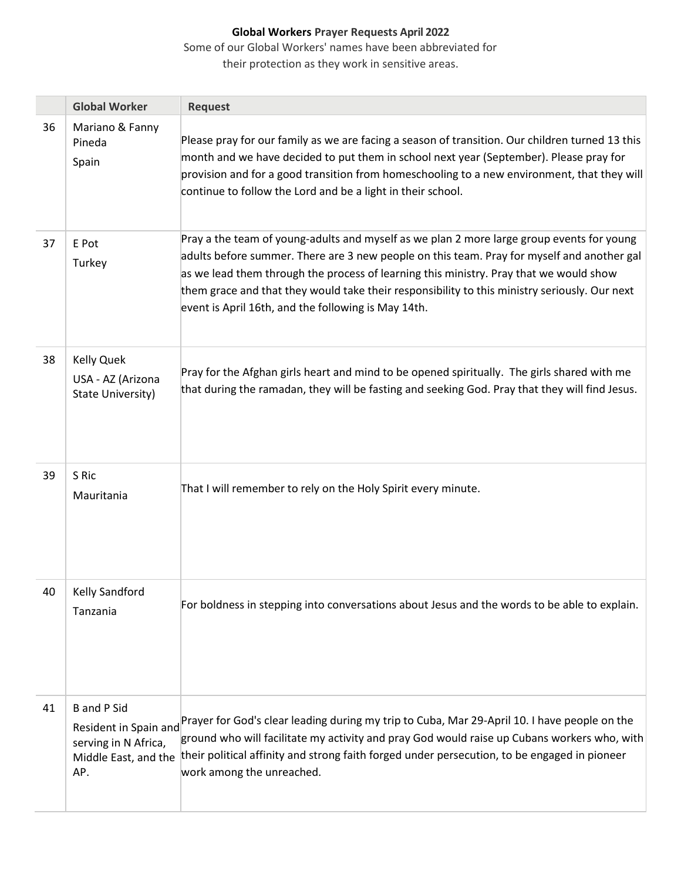**Global Workers Prayer Requests April 2022**

Some of our Global Workers' names have been abbreviated for their protection as they work in sensitive areas.

| | Global Worker | Request |
|---|---|---|
| 36 | Mariano & Fanny Pineda<br>Spain | Please pray for our family as we are facing a season of transition. Our children turned 13 this month and we have decided to put them in school next year (September). Please pray for provision and for a good transition from homeschooling to a new environment, that they will continue to follow the Lord and be a light in their school. |
| 37 | E Pot<br>Turkey | Pray a the team of young-adults and myself as we plan 2 more large group events for young adults before summer. There are 3 new people on this team. Pray for myself and another gal as we lead them through the process of learning this ministry. Pray that we would show them grace and that they would take their responsibility to this ministry seriously. Our next event is April 16th, and the following is May 14th. |
| 38 | Kelly Quek<br>USA - AZ (Arizona State University) | Pray for the Afghan girls heart and mind to be opened spiritually. The girls shared with me that during the ramadan, they will be fasting and seeking God. Pray that they will find Jesus. |
| 39 | S Ric<br>Mauritania | That I will remember to rely on the Holy Spirit every minute. |
| 40 | Kelly Sandford<br>Tanzania | For boldness in stepping into conversations about Jesus and the words to be able to explain. |
| 41 | B and P Sid<br>Resident in Spain and serving in N Africa, Middle East, and the AP. | Prayer for God's clear leading during my trip to Cuba, Mar 29-April 10. I have people on the ground who will facilitate my activity and pray God would raise up Cubans workers who, with their political affinity and strong faith forged under persecution, to be engaged in pioneer work among the unreached. |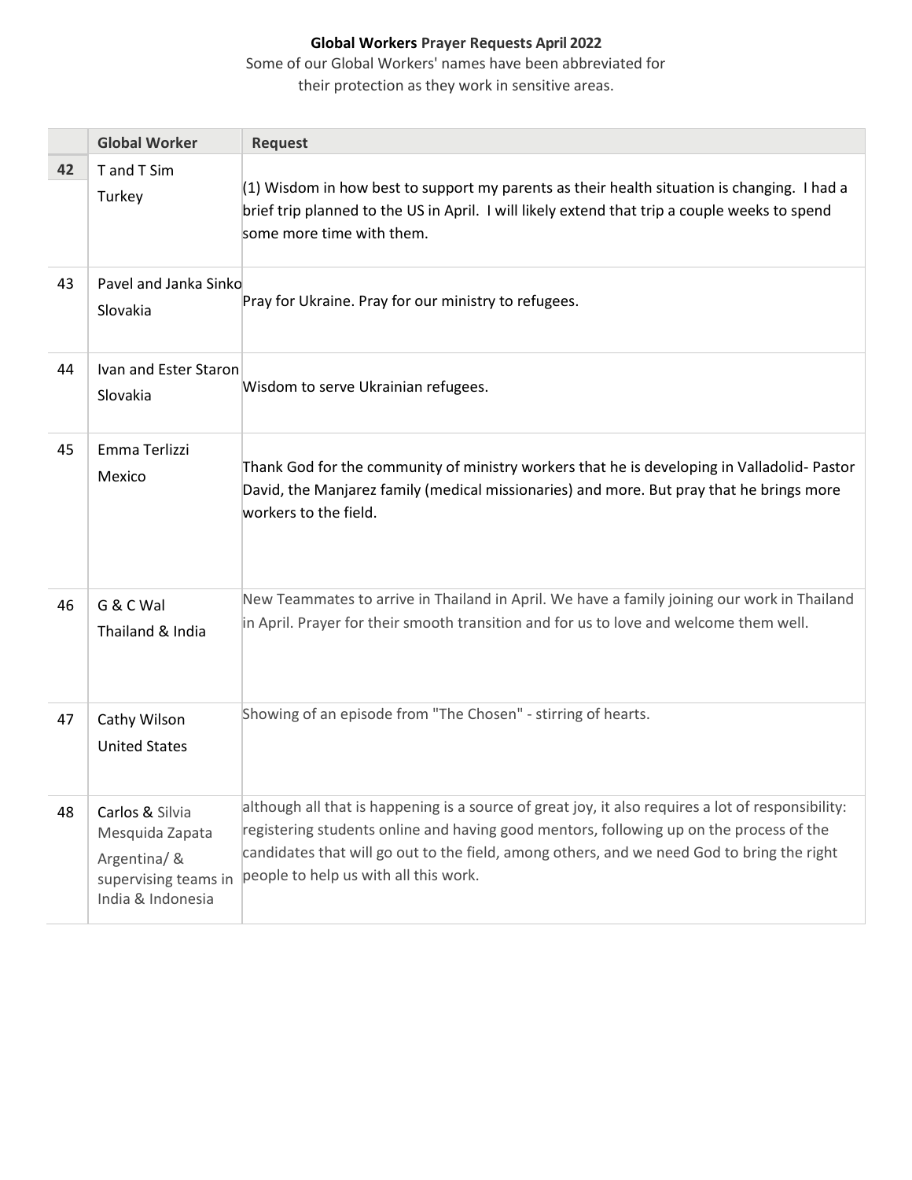**Global Workers Prayer Requests April 2022**

Some of our Global Workers' names have been abbreviated for their protection as they work in sensitive areas.

| | Global Worker | Request |
|---|---|---|
| **42** | T and T Sim<br>Turkey | (1) Wisdom in how best to support my parents as their health situation is changing. I had a brief trip planned to the US in April. I will likely extend that trip a couple weeks to spend some more time with them. |
| 43 | Pavel and Janka Sinko<br>Slovakia | Pray for Ukraine. Pray for our ministry to refugees. |
| 44 | Ivan and Ester Staron<br>Slovakia | Wisdom to serve Ukrainian refugees. |
| 45 | Emma Terlizzi<br>Mexico | Thank God for the community of ministry workers that he is developing in Valladolid- Pastor David, the Manjarez family (medical missionaries) and more. But pray that he brings more workers to the field. |
| 46 | G & C Wal<br>Thailand & India | New Teammates to arrive in Thailand in April. We have a family joining our work in Thailand in April. Prayer for their smooth transition and for us to love and welcome them well. |
| 47 | Cathy Wilson<br>United States | Showing of an episode from "The Chosen" - stirring of hearts. |
| 48 | Carlos & Silvia Mesquida Zapata<br>Argentina/ & supervising teams in India & Indonesia | although all that is happening is a source of great joy, it also requires a lot of responsibility: registering students online and having good mentors, following up on the process of the candidates that will go out to the field, among others, and we need God to bring the right people to help us with all this work. |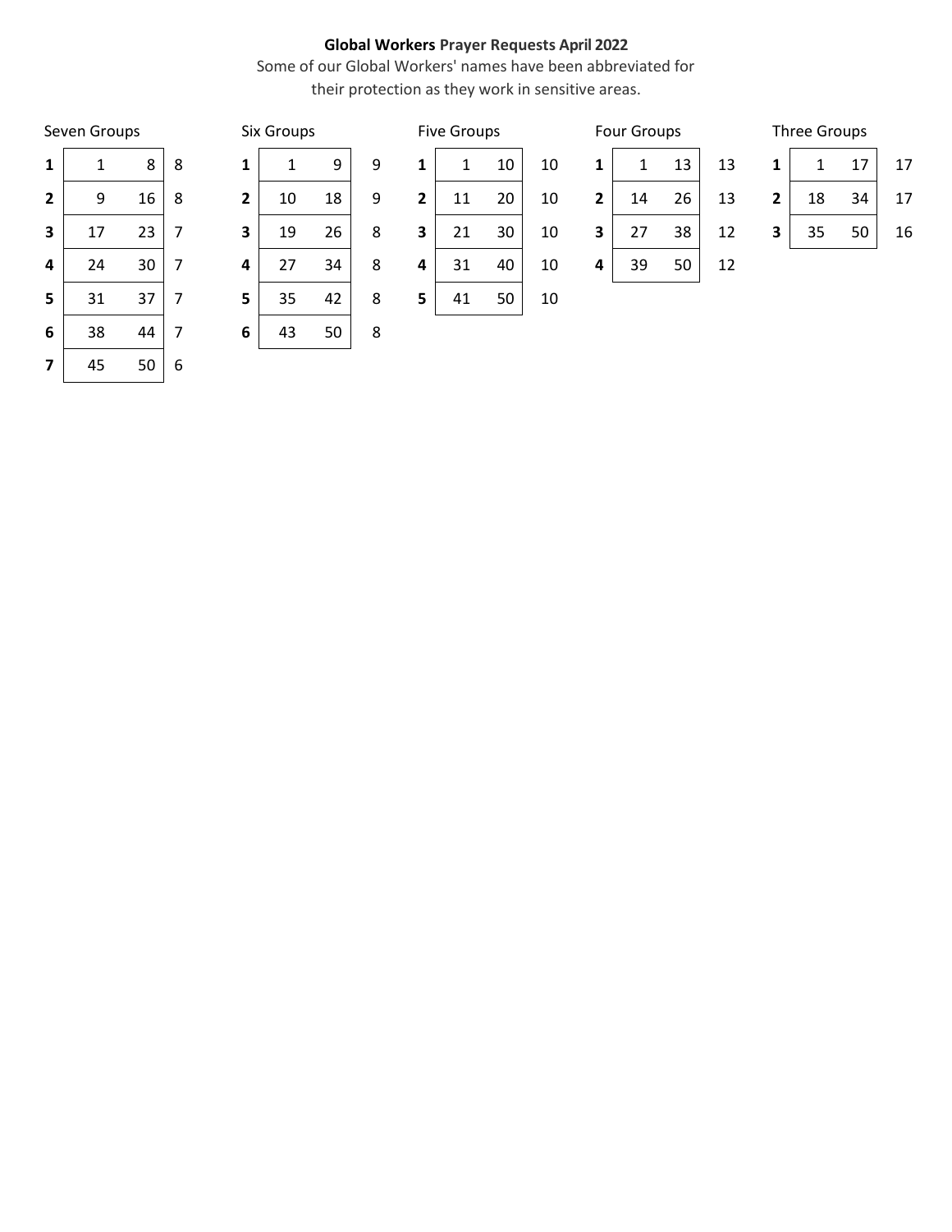**Global Workers Prayer Requests April 2022**

Some of our Global Workers' names have been abbreviated for their protection as they work in sensitive areas.

Seven Groups

| | | | |
|---|---|---|---|
| **1** | 1 | 8 | 8 |
| **2** | 9 | 16 | 8 |
| **3** | 17 | 23 | 7 |
| **4** | 24 | 30 | 7 |
| **5** | 31 | 37 | 7 |
| **6** | 38 | 44 | 7 |
| **7** | 45 | 50 | 6 |

Six Groups

| | | | |
|---|---|---|---|
| **1** | 1 | 9 | 9 |
| **2** | 10 | 18 | 9 |
| **3** | 19 | 26 | 8 |
| **4** | 27 | 34 | 8 |
| **5** | 35 | 42 | 8 |
| **6** | 43 | 50 | 8 |

Five Groups

| | | | |
|---|---|---|---|
| **1** | 1 | 10 | 10 |
| **2** | 11 | 20 | 10 |
| **3** | 21 | 30 | 10 |
| **4** | 31 | 40 | 10 |
| **5** | 41 | 50 | 10 |

Four Groups

| | | | |
|---|---|---|---|
| **1** | 1 | 13 | 13 |
| **2** | 14 | 26 | 13 |
| **3** | 27 | 38 | 12 |
| **4** | 39 | 50 | 12 |

Three Groups

| | | | |
|---|---|---|---|
| **1** | 1 | 17 | 17 |
| **2** | 18 | 34 | 17 |
| **3** | 35 | 50 | 16 |